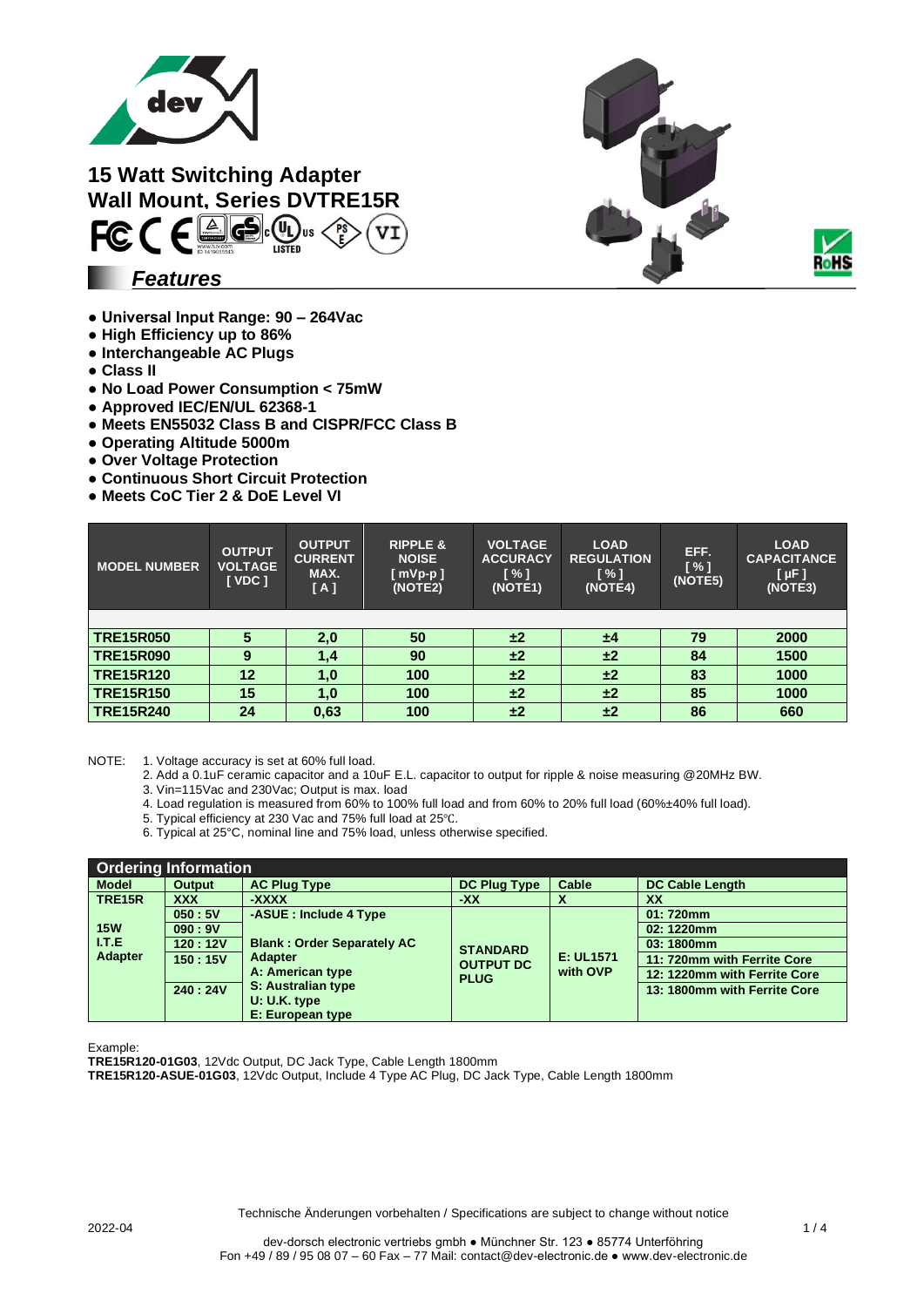# 15 Watt Switching Adapter Wall Mount, Series DVTRE15R

## *Features*

- Universal Input Range: 90 – 264Vac
- High Efficiency up to 86%
- Interchangeable AC Plugs
- Class II
- No Load Power Consumption < 75mW
- Approved IEC/EN/UL 62368-1
- Meets EN55032 Class B and CISPR/FCC Class B
- Operating Altitude 5000m
- Over Voltage Protection
- Continuous Short Circuit Protection
- Meets CoC Tier 2 & DoE Level VI

| MODEL NUMBER | OUTPUT VOLTAGE [ VDC ] | OUTPUT CURRENT MAX. [ A ] | RIPPLE & NOISE [ mVp-p ] (NOTE2) | VOLTAGE ACCURACY [ % ] (NOTE1) | LOAD REGULATION [ % ] (NOTE4) | EFF. [ % ] (NOTE5) | LOAD CAPACITANCE [ µF ] (NOTE3) |
|---|---|---|---|---|---|---|---|
| **TRE15R050** | 5 | 2,0 | 50 | ±2 | ±4 | 79 | 2000 |
| **TRE15R090** | 9 | 1,4 | 90 | ±2 | ±2 | 84 | 1500 |
| **TRE15R120** | 12 | 1,0 | 100 | ±2 | ±2 | 83 | 1000 |
| **TRE15R150** | 15 | 1,0 | 100 | ±2 | ±2 | 85 | 1000 |
| **TRE15R240** | 24 | 0,63 | 100 | ±2 | ±2 | 86 | 660 |

NOTE:
1. Voltage accuracy is set at 60% full load.
2. Add a 0.1uF ceramic capacitor and a 10uF E.L. capacitor to output for ripple & noise measuring @20MHz BW.
3. Vin=115Vac and 230Vac; Output is max. load
4. Load regulation is measured from 60% to 100% full load and from 60% to 20% full load (60%±40% full load).
5. Typical efficiency at 230 Vac and 75% full load at 25℃.
6. Typical at 25°C, nominal line and 75% load, unless otherwise specified.

## Ordering Information

| Model | Output | AC Plug Type | DC Plug Type | Cable | DC Cable Length |
|---|---|---|---|---|---|
| **TRE15R** | **XXX** | **-XXXX** | **-XX** | **X** | **XX** |
| **15W I.T.E Adapter** | **050 : 5V** | **-ASUE : Include 4 Type** | **STANDARD OUTPUT DC PLUG** | **E: UL1571 with OVP** | **01: 720mm** |
| | **090 : 9V** | | | | **02: 1220mm** |
| | **120 : 12V** | **Blank : Order Separately AC Adapter** | | | **03: 1800mm** |
| | **150 : 15V** | **A: American type** | | | **11: 720mm with Ferrite Core** |
| | | | | | **12: 1220mm with Ferrite Core** |
| | **240 : 24V** | **S: Australian type** | | | **13: 1800mm with Ferrite Core** |
| | | **U: U.K. type** | | | |
| | | **E: European type** | | | |

Example:
**TRE15R120-01G03**, 12Vdc Output, DC Jack Type, Cable Length 1800mm
**TRE15R120-ASUE-01G03**, 12Vdc Output, Include 4 Type AC Plug, DC Jack Type, Cable Length 1800mm

Technische Änderungen vorbehalten / Specifications are subject to change without notice

2022-04

dev-dorsch electronic vertriebs gmbh ● Münchner Str. 123 ● 85774 Unterföhring
Fon +49 / 89 / 95 08 07 – 60 Fax – 77 Mail: contact@dev-electronic.de ● www.dev-electronic.de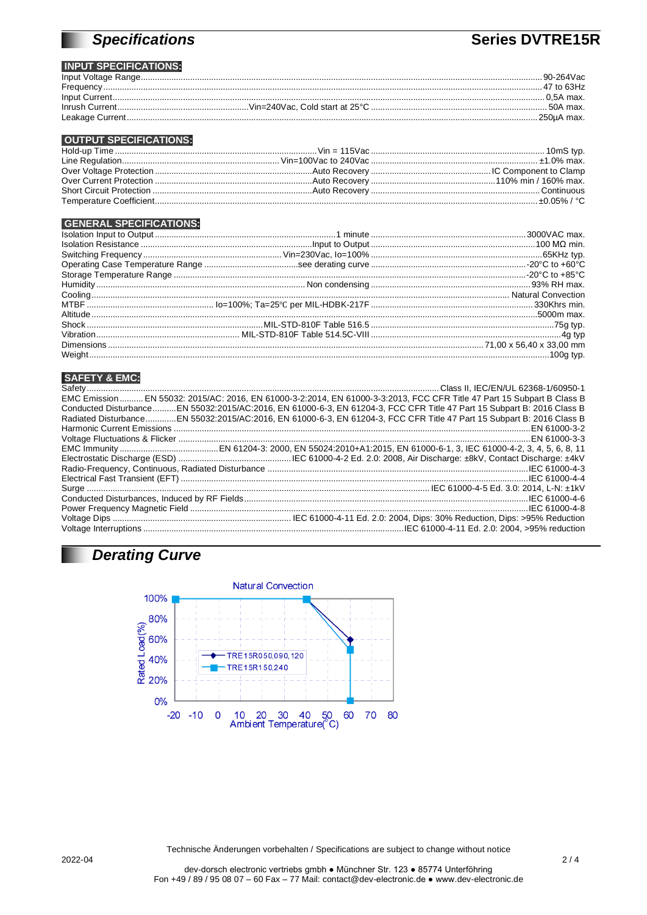# Specifications

## Series DVTRE15R

### INPUT SPECIFICATIONS:

| Parameter | Condition | Value |
|---|---|---|
| Input Voltage Range | | 90-264Vac |
| Frequency | | 47 to 63Hz |
| Input Current | | 0,5A max. |
| Inrush Current | Vin=240Vac, Cold start at 25°C | 50A max. |
| Leakage Current | | 250µA max. |

### OUTPUT SPECIFICATIONS:

| Parameter | Condition | Value |
|---|---|---|
| Hold-up Time | Vin = 115Vac | 10mS typ. |
| Line Regulation | Vin=100Vac to 240Vac | ±1.0% max. |
| Over Voltage Protection | Auto Recovery | IC Component to Clamp |
| Over Current Protection | Auto Recovery | 110% min / 160% max. |
| Short Circuit Protection | Auto Recovery | Continuous |
| Temperature Coefficient | | ±0.05% / °C |

### GENERAL SPECIFICATIONS:

| Parameter | Condition | Value |
|---|---|---|
| Isolation Input to Output | 1 minute | 3000VAC max. |
| Isolation Resistance | Input to Output | 100 MΩ min. |
| Switching Frequency | Vin=230Vac, Io=100% | 65KHz typ. |
| Operating Case Temperature Range | see derating curve | -20°C to +60°C |
| Storage Temperature Range | | -20°C to +85°C |
| Humidity | Non condensing | 93% RH max. |
| Cooling | | Natural Convection |
| MTBF | Io=100%; Ta=25℃ per MIL-HDBK-217F | 330Khrs min. |
| Altitude | | 5000m max. |
| Shock | MIL-STD-810F Table 516.5 | 75g typ. |
| Vibration | MIL-STD-810F Table 514.5C-VIII | 4g typ |
| Dimensions | | 71,00 x 56,40 x 33,00 mm |
| Weight | | 100g typ. |

### SAFETY & EMC:

| Parameter | Value |
|---|---|
| Safety | Class II, IEC/EN/UL 62368-1/60950-1 |
| EMC Emission | EN 55032: 2015/AC: 2016, EN 61000-3-2:2014, EN 61000-3-3:2013, FCC CFR Title 47 Part 15 Subpart B Class B |
| Conducted Disturbance | EN 55032:2015/AC:2016, EN 61000-6-3, EN 61204-3, FCC CFR Title 47 Part 15 Subpart B: 2016 Class B |
| Radiated Disturbance | EN 55032:2015/AC:2016, EN 61000-6-3, EN 61204-3, FCC CFR Title 47 Part 15 Subpart B: 2016 Class B |
| Harmonic Current Emissions | EN 61000-3-2 |
| Voltage Fluctuations & Flicker | EN 61000-3-3 |
| EMC Immunity | EN 61204-3: 2000, EN 55024:2010+A1:2015, EN 61000-6-1, 3, IEC 61000-4-2, 3, 4, 5, 6, 8, 11 |
| Electrostatic Discharge (ESD) | IEC 61000-4-2 Ed. 2.0: 2008, Air Discharge: ±8kV, Contact Discharge: ±4kV |
| Radio-Frequency, Continuous, Radiated Disturbance | IEC 61000-4-3 |
| Electrical Fast Transient (EFT) | IEC 61000-4-4 |
| Surge | IEC 61000-4-5 Ed. 3.0: 2014, L-N: ±1kV |
| Conducted Disturbances, Induced by RF Fields | IEC 61000-4-6 |
| Power Frequency Magnetic Field | IEC 61000-4-8 |
| Voltage Dips | IEC 61000-4-11 Ed. 2.0: 2004, Dips: 30% Reduction, Dips: >95% Reduction |
| Voltage Interruptions | IEC 61000-4-11 Ed. 2.0: 2004, >95% reduction |

# Derating Curve

Natural Convection

Rated Load(%) vs. Ambient Temperature(°C)

- TRE15R050,090,120
- TRE15R150,240

Technische Änderungen vorbehalten / Specifications are subject to change without notice

2022-04

dev-dorsch electronic vertriebs gmbh ● Münchner Str. 123 ● 85774 Unterföhring
Fon +49 / 89 / 95 08 07 – 60 Fax – 77 Mail: contact@dev-electronic.de ● www.dev-electronic.de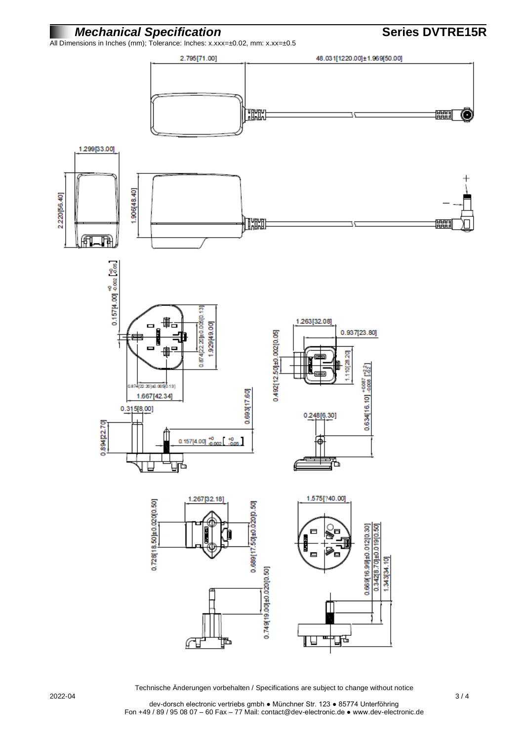# *Mechanical Specification*

## Series DVTRE15R

All Dimensions in Inches (mm); Tolerance: Inches: x.xxx=±0.02, mm: x.xx=±0.5

2.795[71.00]

48.031[1220.00]±1.969[50.00]

1.299[33.00]

2.220[56.40]

1.906[48.40]

0.157[4.00] $^{+0}_{-0.002}$ [$^{+0}_{-0.05}$]

0.874[22.20]±0.005[0.13]

1.929[49.00]

0.874[22.20]±0.005[0.13]

1.667[42.34]

0.315[8.00]

0.894[22.70]

0.157[4.00] $^{+0}_{-0.002}$ [$^{+0}_{-0.05}$]

0.693[17.60]

1.263[32.08]

0.937[23.80]

0.492[12.50]±0.002[0.05]

1.110[28.20]

0.634[16.10] $^{+0.087}_{-0.008}$ [$^{+2.2}_{-0.2}$]

0.248[6.30]

1.267[32.18]

0.728[18.50]±0.020[0.50]

0.689[17.50]±0.020[0.50]

0.749[19.00]±0.020[0.50]

1.575[?40.00]

0.669[16.99]±0.012[0.30]

0.342[8.70]±0.019[0.50]

1.343[34.10]

Technische Änderungen vorbehalten / Specifications are subject to change without notice

2022-04

dev-dorsch electronic vertriebs gmbh ● Münchner Str. 123 ● 85774 Unterföhring
Fon +49 / 89 / 95 08 07 – 60 Fax – 77 Mail: contact@dev-electronic.de ● www.dev-electronic.de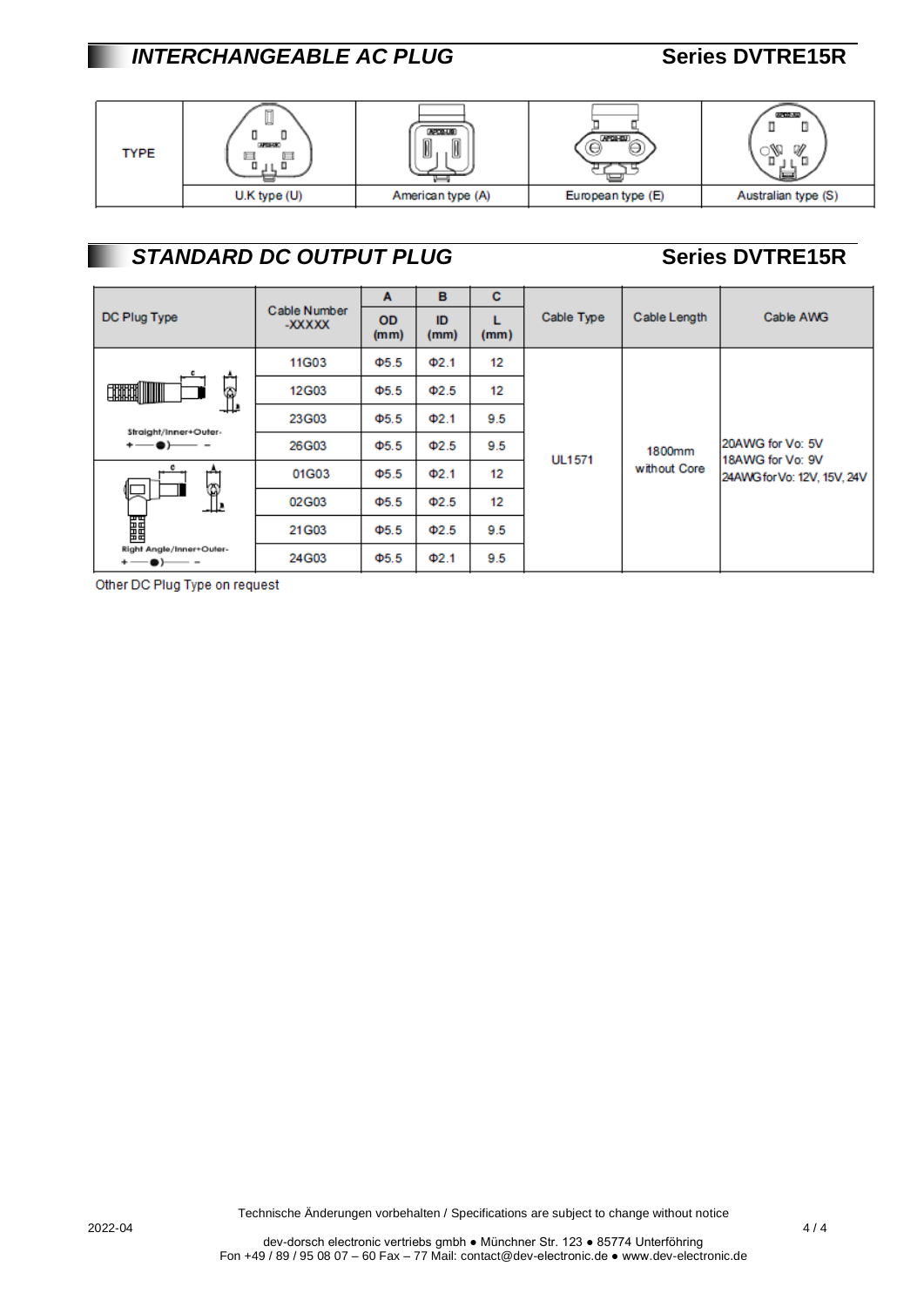## *INTERCHANGEABLE AC PLUG* — Series DVTRE15R

| TYPE | U.K type (U) | American type (A) | European type (E) | Australian type (S) |
|---|---|---|---|---|

## *STANDARD DC OUTPUT PLUG* — Series DVTRE15R

| DC Plug Type | Cable Number -XXXXX | A OD (mm) | B ID (mm) | C L (mm) | Cable Type | Cable Length | Cable AWG |
|---|---|---|---|---|---|---|---|
| Straight/Inner+Outer- | 11G03 | Φ5.5 | Φ2.1 | 12 | UL1571 | 1800mm without Core | 20AWG for Vo: 5V<br>18AWG for Vo: 9V<br>24AWG for Vo: 12V, 15V, 24V |
| | 12G03 | Φ5.5 | Φ2.5 | 12 | | | |
| | 23G03 | Φ5.5 | Φ2.1 | 9.5 | | | |
| | 26G03 | Φ5.5 | Φ2.5 | 9.5 | | | |
| Right Angle/Inner+Outer- | 01G03 | Φ5.5 | Φ2.1 | 12 | | | |
| | 02G03 | Φ5.5 | Φ2.5 | 12 | | | |
| | 21G03 | Φ5.5 | Φ2.5 | 9.5 | | | |
| | 24G03 | Φ5.5 | Φ2.1 | 9.5 | | | |

Other DC Plug Type on request

Technische Änderungen vorbehalten / Specifications are subject to change without notice

2022-04

dev-dorsch electronic vertriebs gmbh ● Münchner Str. 123 ● 85774 Unterföhring
Fon +49 / 89 / 95 08 07 – 60 Fax – 77 Mail: contact@dev-electronic.de ● www.dev-electronic.de